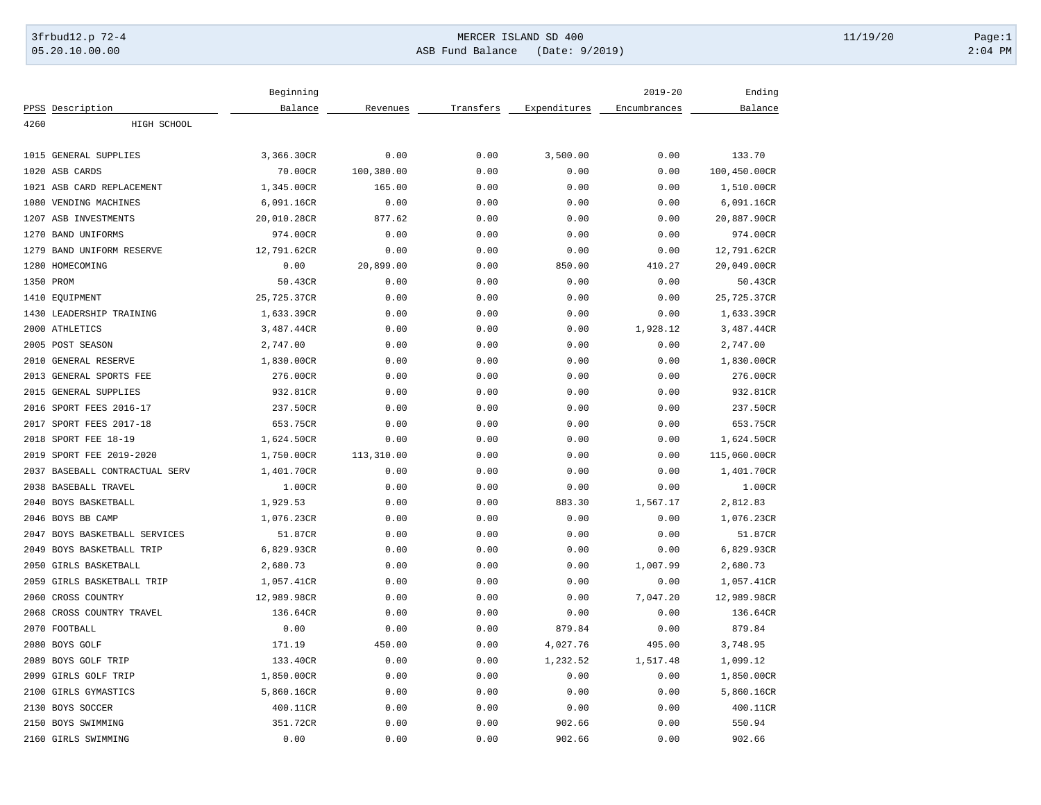MERCER ISLAND SD 400

ASB Fund Balance (Date: 9/2019)

| PPSS | Description | Beginning Balance | Revenues | Transfers | Expenditures | 2019-20 Encumbrances | Ending Balance |
|---|---|---|---|---|---|---|---|
| 4260 | HIGH SCHOOL | | | | | | |
| 1015 | GENERAL SUPPLIES | 3,366.30CR | 0.00 | 0.00 | 3,500.00 | 0.00 | 133.70 |
| 1020 | ASB CARDS | 70.00CR | 100,380.00 | 0.00 | 0.00 | 0.00 | 100,450.00CR |
| 1021 | ASB CARD REPLACEMENT | 1,345.00CR | 165.00 | 0.00 | 0.00 | 0.00 | 1,510.00CR |
| 1080 | VENDING MACHINES | 6,091.16CR | 0.00 | 0.00 | 0.00 | 0.00 | 6,091.16CR |
| 1207 | ASB INVESTMENTS | 20,010.28CR | 877.62 | 0.00 | 0.00 | 0.00 | 20,887.90CR |
| 1270 | BAND UNIFORMS | 974.00CR | 0.00 | 0.00 | 0.00 | 0.00 | 974.00CR |
| 1279 | BAND UNIFORM RESERVE | 12,791.62CR | 0.00 | 0.00 | 0.00 | 0.00 | 12,791.62CR |
| 1280 | HOMECOMING | 0.00 | 20,899.00 | 0.00 | 850.00 | 410.27 | 20,049.00CR |
| 1350 | PROM | 50.43CR | 0.00 | 0.00 | 0.00 | 0.00 | 50.43CR |
| 1410 | EQUIPMENT | 25,725.37CR | 0.00 | 0.00 | 0.00 | 0.00 | 25,725.37CR |
| 1430 | LEADERSHIP TRAINING | 1,633.39CR | 0.00 | 0.00 | 0.00 | 0.00 | 1,633.39CR |
| 2000 | ATHLETICS | 3,487.44CR | 0.00 | 0.00 | 0.00 | 1,928.12 | 3,487.44CR |
| 2005 | POST SEASON | 2,747.00 | 0.00 | 0.00 | 0.00 | 0.00 | 2,747.00 |
| 2010 | GENERAL RESERVE | 1,830.00CR | 0.00 | 0.00 | 0.00 | 0.00 | 1,830.00CR |
| 2013 | GENERAL SPORTS FEE | 276.00CR | 0.00 | 0.00 | 0.00 | 0.00 | 276.00CR |
| 2015 | GENERAL SUPPLIES | 932.81CR | 0.00 | 0.00 | 0.00 | 0.00 | 932.81CR |
| 2016 | SPORT FEES 2016-17 | 237.50CR | 0.00 | 0.00 | 0.00 | 0.00 | 237.50CR |
| 2017 | SPORT FEES 2017-18 | 653.75CR | 0.00 | 0.00 | 0.00 | 0.00 | 653.75CR |
| 2018 | SPORT FEE 18-19 | 1,624.50CR | 0.00 | 0.00 | 0.00 | 0.00 | 1,624.50CR |
| 2019 | SPORT FEE 2019-2020 | 1,750.00CR | 113,310.00 | 0.00 | 0.00 | 0.00 | 115,060.00CR |
| 2037 | BASEBALL CONTRACTUAL SERV | 1,401.70CR | 0.00 | 0.00 | 0.00 | 0.00 | 1,401.70CR |
| 2038 | BASEBALL TRAVEL | 1.00CR | 0.00 | 0.00 | 0.00 | 0.00 | 1.00CR |
| 2040 | BOYS BASKETBALL | 1,929.53 | 0.00 | 0.00 | 883.30 | 1,567.17 | 2,812.83 |
| 2046 | BOYS BB CAMP | 1,076.23CR | 0.00 | 0.00 | 0.00 | 0.00 | 1,076.23CR |
| 2047 | BOYS BASKETBALL SERVICES | 51.87CR | 0.00 | 0.00 | 0.00 | 0.00 | 51.87CR |
| 2049 | BOYS BASKETBALL TRIP | 6,829.93CR | 0.00 | 0.00 | 0.00 | 0.00 | 6,829.93CR |
| 2050 | GIRLS BASKETBALL | 2,680.73 | 0.00 | 0.00 | 0.00 | 1,007.99 | 2,680.73 |
| 2059 | GIRLS BASKETBALL TRIP | 1,057.41CR | 0.00 | 0.00 | 0.00 | 0.00 | 1,057.41CR |
| 2060 | CROSS COUNTRY | 12,989.98CR | 0.00 | 0.00 | 0.00 | 7,047.20 | 12,989.98CR |
| 2068 | CROSS COUNTRY TRAVEL | 136.64CR | 0.00 | 0.00 | 0.00 | 0.00 | 136.64CR |
| 2070 | FOOTBALL | 0.00 | 0.00 | 0.00 | 879.84 | 0.00 | 879.84 |
| 2080 | BOYS GOLF | 171.19 | 450.00 | 0.00 | 4,027.76 | 495.00 | 3,748.95 |
| 2089 | BOYS GOLF TRIP | 133.40CR | 0.00 | 0.00 | 1,232.52 | 1,517.48 | 1,099.12 |
| 2099 | GIRLS GOLF TRIP | 1,850.00CR | 0.00 | 0.00 | 0.00 | 0.00 | 1,850.00CR |
| 2100 | GIRLS GYMASTICS | 5,860.16CR | 0.00 | 0.00 | 0.00 | 0.00 | 5,860.16CR |
| 2130 | BOYS SOCCER | 400.11CR | 0.00 | 0.00 | 0.00 | 0.00 | 400.11CR |
| 2150 | BOYS SWIMMING | 351.72CR | 0.00 | 0.00 | 902.66 | 0.00 | 550.94 |
| 2160 | GIRLS SWIMMING | 0.00 | 0.00 | 0.00 | 902.66 | 0.00 | 902.66 |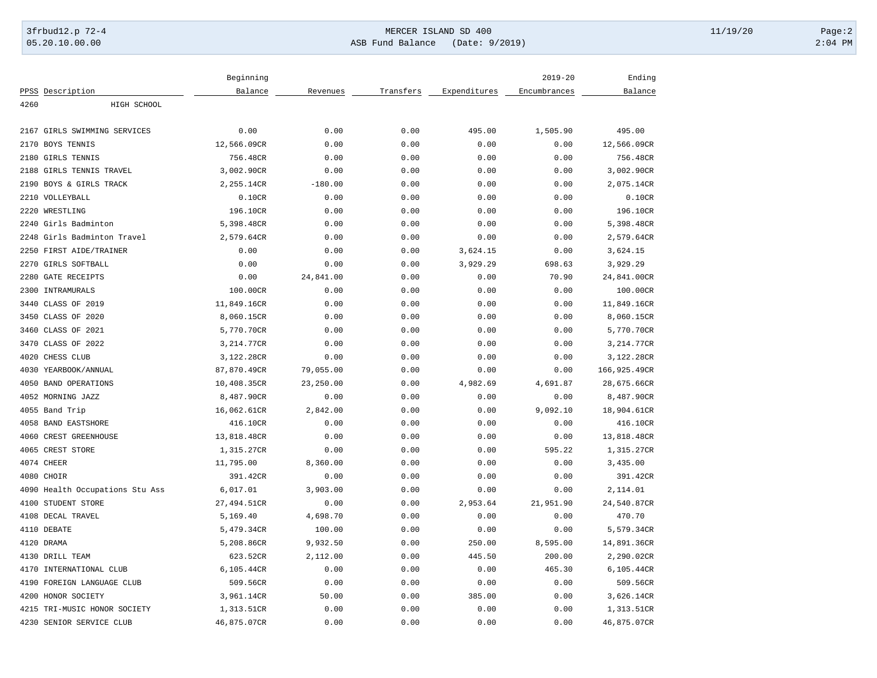| PPSS | Description | Beginning Balance | Revenues | Transfers | Expenditures | 2019-20 Encumbrances | Ending Balance |
|---|---|---|---|---|---|---|---|
| 4260 | HIGH SCHOOL | | | | | | |
| 2167 | GIRLS SWIMMING SERVICES | 0.00 | 0.00 | 0.00 | 495.00 | 1,505.90 | 495.00 |
| 2170 | BOYS TENNIS | 12,566.09CR | 0.00 | 0.00 | 0.00 | 0.00 | 12,566.09CR |
| 2180 | GIRLS TENNIS | 756.48CR | 0.00 | 0.00 | 0.00 | 0.00 | 756.48CR |
| 2188 | GIRLS TENNIS TRAVEL | 3,002.90CR | 0.00 | 0.00 | 0.00 | 0.00 | 3,002.90CR |
| 2190 | BOYS & GIRLS TRACK | 2,255.14CR | -180.00 | 0.00 | 0.00 | 0.00 | 2,075.14CR |
| 2210 | VOLLEYBALL | 0.10CR | 0.00 | 0.00 | 0.00 | 0.00 | 0.10CR |
| 2220 | WRESTLING | 196.10CR | 0.00 | 0.00 | 0.00 | 0.00 | 196.10CR |
| 2240 | Girls Badminton | 5,398.48CR | 0.00 | 0.00 | 0.00 | 0.00 | 5,398.48CR |
| 2248 | Girls Badminton Travel | 2,579.64CR | 0.00 | 0.00 | 0.00 | 0.00 | 2,579.64CR |
| 2250 | FIRST AIDE/TRAINER | 0.00 | 0.00 | 0.00 | 3,624.15 | 0.00 | 3,624.15 |
| 2270 | GIRLS SOFTBALL | 0.00 | 0.00 | 0.00 | 3,929.29 | 698.63 | 3,929.29 |
| 2280 | GATE RECEIPTS | 0.00 | 24,841.00 | 0.00 | 0.00 | 70.90 | 24,841.00CR |
| 2300 | INTRAMURALS | 100.00CR | 0.00 | 0.00 | 0.00 | 0.00 | 100.00CR |
| 3440 | CLASS OF 2019 | 11,849.16CR | 0.00 | 0.00 | 0.00 | 0.00 | 11,849.16CR |
| 3450 | CLASS OF 2020 | 8,060.15CR | 0.00 | 0.00 | 0.00 | 0.00 | 8,060.15CR |
| 3460 | CLASS OF 2021 | 5,770.70CR | 0.00 | 0.00 | 0.00 | 0.00 | 5,770.70CR |
| 3470 | CLASS OF 2022 | 3,214.77CR | 0.00 | 0.00 | 0.00 | 0.00 | 3,214.77CR |
| 4020 | CHESS CLUB | 3,122.28CR | 0.00 | 0.00 | 0.00 | 0.00 | 3,122.28CR |
| 4030 | YEARBOOK/ANNUAL | 87,870.49CR | 79,055.00 | 0.00 | 0.00 | 0.00 | 166,925.49CR |
| 4050 | BAND OPERATIONS | 10,408.35CR | 23,250.00 | 0.00 | 4,982.69 | 4,691.87 | 28,675.66CR |
| 4052 | MORNING JAZZ | 8,487.90CR | 0.00 | 0.00 | 0.00 | 0.00 | 8,487.90CR |
| 4055 | Band Trip | 16,062.61CR | 2,842.00 | 0.00 | 0.00 | 9,092.10 | 18,904.61CR |
| 4058 | BAND EASTSHORE | 416.10CR | 0.00 | 0.00 | 0.00 | 0.00 | 416.10CR |
| 4060 | CREST GREENHOUSE | 13,818.48CR | 0.00 | 0.00 | 0.00 | 0.00 | 13,818.48CR |
| 4065 | CREST STORE | 1,315.27CR | 0.00 | 0.00 | 0.00 | 595.22 | 1,315.27CR |
| 4074 | CHEER | 11,795.00 | 8,360.00 | 0.00 | 0.00 | 0.00 | 3,435.00 |
| 4080 | CHOIR | 391.42CR | 0.00 | 0.00 | 0.00 | 0.00 | 391.42CR |
| 4090 | Health Occupations Stu Ass | 6,017.01 | 3,903.00 | 0.00 | 0.00 | 0.00 | 2,114.01 |
| 4100 | STUDENT STORE | 27,494.51CR | 0.00 | 0.00 | 2,953.64 | 21,951.90 | 24,540.87CR |
| 4108 | DECAL TRAVEL | 5,169.40 | 4,698.70 | 0.00 | 0.00 | 0.00 | 470.70 |
| 4110 | DEBATE | 5,479.34CR | 100.00 | 0.00 | 0.00 | 0.00 | 5,579.34CR |
| 4120 | DRAMA | 5,208.86CR | 9,932.50 | 0.00 | 250.00 | 8,595.00 | 14,891.36CR |
| 4130 | DRILL TEAM | 623.52CR | 2,112.00 | 0.00 | 445.50 | 200.00 | 2,290.02CR |
| 4170 | INTERNATIONAL CLUB | 6,105.44CR | 0.00 | 0.00 | 0.00 | 465.30 | 6,105.44CR |
| 4190 | FOREIGN LANGUAGE CLUB | 509.56CR | 0.00 | 0.00 | 0.00 | 0.00 | 509.56CR |
| 4200 | HONOR SOCIETY | 3,961.14CR | 50.00 | 0.00 | 385.00 | 0.00 | 3,626.14CR |
| 4215 | TRI-MUSIC HONOR SOCIETY | 1,313.51CR | 0.00 | 0.00 | 0.00 | 0.00 | 1,313.51CR |
| 4230 | SENIOR SERVICE CLUB | 46,875.07CR | 0.00 | 0.00 | 0.00 | 0.00 | 46,875.07CR |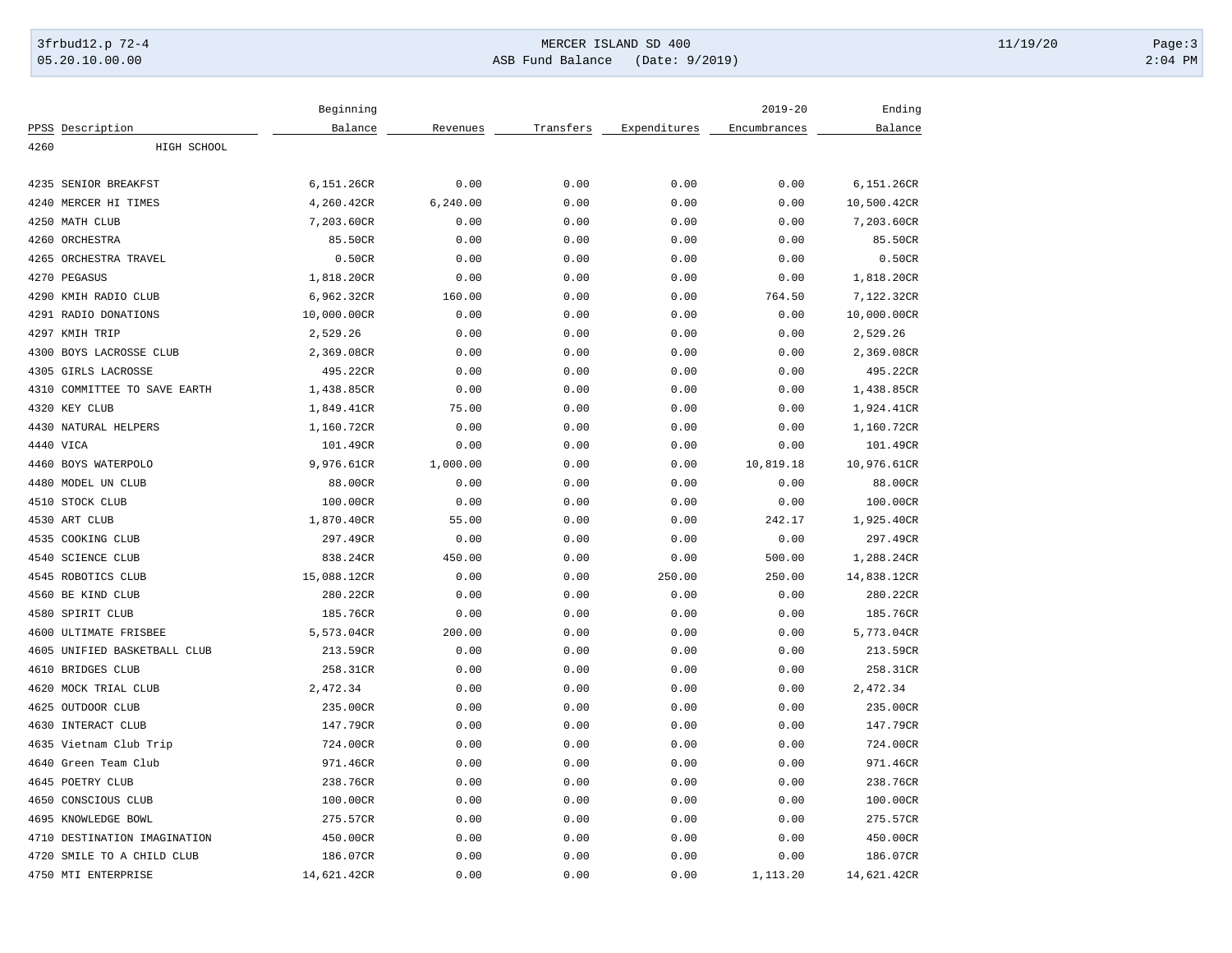| PPSS | Description | Beginning Balance | Revenues | Transfers | Expenditures | 2019-20 Encumbrances | Ending Balance |
|---|---|---|---|---|---|---|---|
| 4260 | HIGH SCHOOL | | | | | | |
| 4235 | SENIOR BREAKFST | 6,151.26CR | 0.00 | 0.00 | 0.00 | 0.00 | 6,151.26CR |
| 4240 | MERCER HI TIMES | 4,260.42CR | 6,240.00 | 0.00 | 0.00 | 0.00 | 10,500.42CR |
| 4250 | MATH CLUB | 7,203.60CR | 0.00 | 0.00 | 0.00 | 0.00 | 7,203.60CR |
| 4260 | ORCHESTRA | 85.50CR | 0.00 | 0.00 | 0.00 | 0.00 | 85.50CR |
| 4265 | ORCHESTRA TRAVEL | 0.50CR | 0.00 | 0.00 | 0.00 | 0.00 | 0.50CR |
| 4270 | PEGASUS | 1,818.20CR | 0.00 | 0.00 | 0.00 | 0.00 | 1,818.20CR |
| 4290 | KMIH RADIO CLUB | 6,962.32CR | 160.00 | 0.00 | 0.00 | 764.50 | 7,122.32CR |
| 4291 | RADIO DONATIONS | 10,000.00CR | 0.00 | 0.00 | 0.00 | 0.00 | 10,000.00CR |
| 4297 | KMIH TRIP | 2,529.26 | 0.00 | 0.00 | 0.00 | 0.00 | 2,529.26 |
| 4300 | BOYS LACROSSE CLUB | 2,369.08CR | 0.00 | 0.00 | 0.00 | 0.00 | 2,369.08CR |
| 4305 | GIRLS LACROSSE | 495.22CR | 0.00 | 0.00 | 0.00 | 0.00 | 495.22CR |
| 4310 | COMMITTEE TO SAVE EARTH | 1,438.85CR | 0.00 | 0.00 | 0.00 | 0.00 | 1,438.85CR |
| 4320 | KEY CLUB | 1,849.41CR | 75.00 | 0.00 | 0.00 | 0.00 | 1,924.41CR |
| 4430 | NATURAL HELPERS | 1,160.72CR | 0.00 | 0.00 | 0.00 | 0.00 | 1,160.72CR |
| 4440 | VICA | 101.49CR | 0.00 | 0.00 | 0.00 | 0.00 | 101.49CR |
| 4460 | BOYS WATERPOLO | 9,976.61CR | 1,000.00 | 0.00 | 0.00 | 10,819.18 | 10,976.61CR |
| 4480 | MODEL UN CLUB | 88.00CR | 0.00 | 0.00 | 0.00 | 0.00 | 88.00CR |
| 4510 | STOCK CLUB | 100.00CR | 0.00 | 0.00 | 0.00 | 0.00 | 100.00CR |
| 4530 | ART CLUB | 1,870.40CR | 55.00 | 0.00 | 0.00 | 242.17 | 1,925.40CR |
| 4535 | COOKING CLUB | 297.49CR | 0.00 | 0.00 | 0.00 | 0.00 | 297.49CR |
| 4540 | SCIENCE CLUB | 838.24CR | 450.00 | 0.00 | 0.00 | 500.00 | 1,288.24CR |
| 4545 | ROBOTICS CLUB | 15,088.12CR | 0.00 | 0.00 | 250.00 | 250.00 | 14,838.12CR |
| 4560 | BE KIND CLUB | 280.22CR | 0.00 | 0.00 | 0.00 | 0.00 | 280.22CR |
| 4580 | SPIRIT CLUB | 185.76CR | 0.00 | 0.00 | 0.00 | 0.00 | 185.76CR |
| 4600 | ULTIMATE FRISBEE | 5,573.04CR | 200.00 | 0.00 | 0.00 | 0.00 | 5,773.04CR |
| 4605 | UNIFIED BASKETBALL CLUB | 213.59CR | 0.00 | 0.00 | 0.00 | 0.00 | 213.59CR |
| 4610 | BRIDGES CLUB | 258.31CR | 0.00 | 0.00 | 0.00 | 0.00 | 258.31CR |
| 4620 | MOCK TRIAL CLUB | 2,472.34 | 0.00 | 0.00 | 0.00 | 0.00 | 2,472.34 |
| 4625 | OUTDOOR CLUB | 235.00CR | 0.00 | 0.00 | 0.00 | 0.00 | 235.00CR |
| 4630 | INTERACT CLUB | 147.79CR | 0.00 | 0.00 | 0.00 | 0.00 | 147.79CR |
| 4635 | Vietnam Club Trip | 724.00CR | 0.00 | 0.00 | 0.00 | 0.00 | 724.00CR |
| 4640 | Green Team Club | 971.46CR | 0.00 | 0.00 | 0.00 | 0.00 | 971.46CR |
| 4645 | POETRY CLUB | 238.76CR | 0.00 | 0.00 | 0.00 | 0.00 | 238.76CR |
| 4650 | CONSCIOUS CLUB | 100.00CR | 0.00 | 0.00 | 0.00 | 0.00 | 100.00CR |
| 4695 | KNOWLEDGE BOWL | 275.57CR | 0.00 | 0.00 | 0.00 | 0.00 | 275.57CR |
| 4710 | DESTINATION IMAGINATION | 450.00CR | 0.00 | 0.00 | 0.00 | 0.00 | 450.00CR |
| 4720 | SMILE TO A CHILD CLUB | 186.07CR | 0.00 | 0.00 | 0.00 | 0.00 | 186.07CR |
| 4750 | MTI ENTERPRISE | 14,621.42CR | 0.00 | 0.00 | 0.00 | 1,113.20 | 14,621.42CR |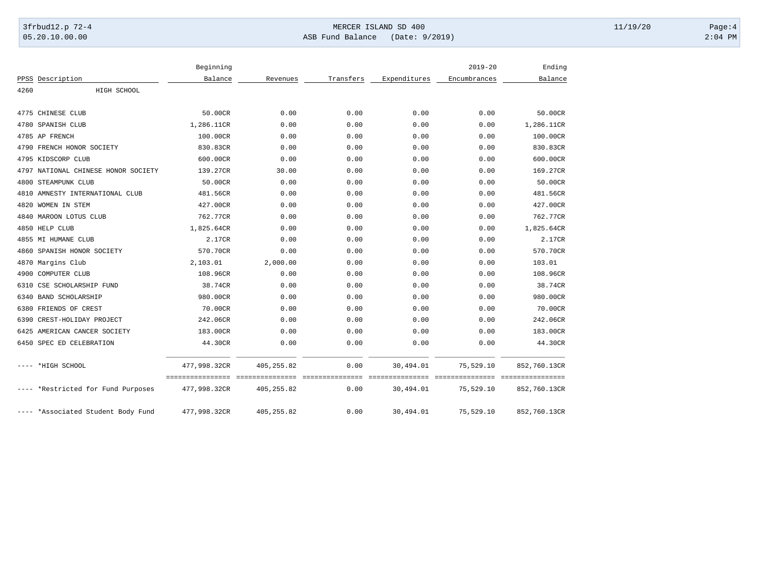| PPSS | Description | Beginning Balance | Revenues | Transfers | Expenditures | 2019-20 Encumbrances | Ending Balance |
|---|---|---|---|---|---|---|---|
| 4260 | HIGH SCHOOL | | | | | | |
| 4775 | CHINESE CLUB | 50.00CR | 0.00 | 0.00 | 0.00 | 0.00 | 50.00CR |
| 4780 | SPANISH CLUB | 1,286.11CR | 0.00 | 0.00 | 0.00 | 0.00 | 1,286.11CR |
| 4785 | AP FRENCH | 100.00CR | 0.00 | 0.00 | 0.00 | 0.00 | 100.00CR |
| 4790 | FRENCH HONOR SOCIETY | 830.83CR | 0.00 | 0.00 | 0.00 | 0.00 | 830.83CR |
| 4795 | KIDSCORP CLUB | 600.00CR | 0.00 | 0.00 | 0.00 | 0.00 | 600.00CR |
| 4797 | NATIONAL CHINESE HONOR SOCIETY | 139.27CR | 30.00 | 0.00 | 0.00 | 0.00 | 169.27CR |
| 4800 | STEAMPUNK CLUB | 50.00CR | 0.00 | 0.00 | 0.00 | 0.00 | 50.00CR |
| 4810 | AMNESTY INTERNATIONAL CLUB | 481.56CR | 0.00 | 0.00 | 0.00 | 0.00 | 481.56CR |
| 4820 | WOMEN IN STEM | 427.00CR | 0.00 | 0.00 | 0.00 | 0.00 | 427.00CR |
| 4840 | MAROON LOTUS CLUB | 762.77CR | 0.00 | 0.00 | 0.00 | 0.00 | 762.77CR |
| 4850 | HELP CLUB | 1,825.64CR | 0.00 | 0.00 | 0.00 | 0.00 | 1,825.64CR |
| 4855 | MI HUMANE CLUB | 2.17CR | 0.00 | 0.00 | 0.00 | 0.00 | 2.17CR |
| 4860 | SPANISH HONOR SOCIETY | 570.70CR | 0.00 | 0.00 | 0.00 | 0.00 | 570.70CR |
| 4870 | Margins Club | 2,103.01 | 2,000.00 | 0.00 | 0.00 | 0.00 | 103.01 |
| 4900 | COMPUTER CLUB | 108.96CR | 0.00 | 0.00 | 0.00 | 0.00 | 108.96CR |
| 6310 | CSE SCHOLARSHIP FUND | 38.74CR | 0.00 | 0.00 | 0.00 | 0.00 | 38.74CR |
| 6340 | BAND SCHOLARSHIP | 980.00CR | 0.00 | 0.00 | 0.00 | 0.00 | 980.00CR |
| 6380 | FRIENDS OF CREST | 70.00CR | 0.00 | 0.00 | 0.00 | 0.00 | 70.00CR |
| 6390 | CREST-HOLIDAY PROJECT | 242.06CR | 0.00 | 0.00 | 0.00 | 0.00 | 242.06CR |
| 6425 | AMERICAN CANCER SOCIETY | 183.00CR | 0.00 | 0.00 | 0.00 | 0.00 | 183.00CR |
| 6450 | SPEC ED CELEBRATION | 44.30CR | 0.00 | 0.00 | 0.00 | 0.00 | 44.30CR |
| ---- | *HIGH SCHOOL | 477,998.32CR | 405,255.82 | 0.00 | 30,494.01 | 75,529.10 | 852,760.13CR |
| ---- | *Restricted for Fund Purposes | 477,998.32CR | 405,255.82 | 0.00 | 30,494.01 | 75,529.10 | 852,760.13CR |
| ---- | *Associated Student Body Fund | 477,998.32CR | 405,255.82 | 0.00 | 30,494.01 | 75,529.10 | 852,760.13CR |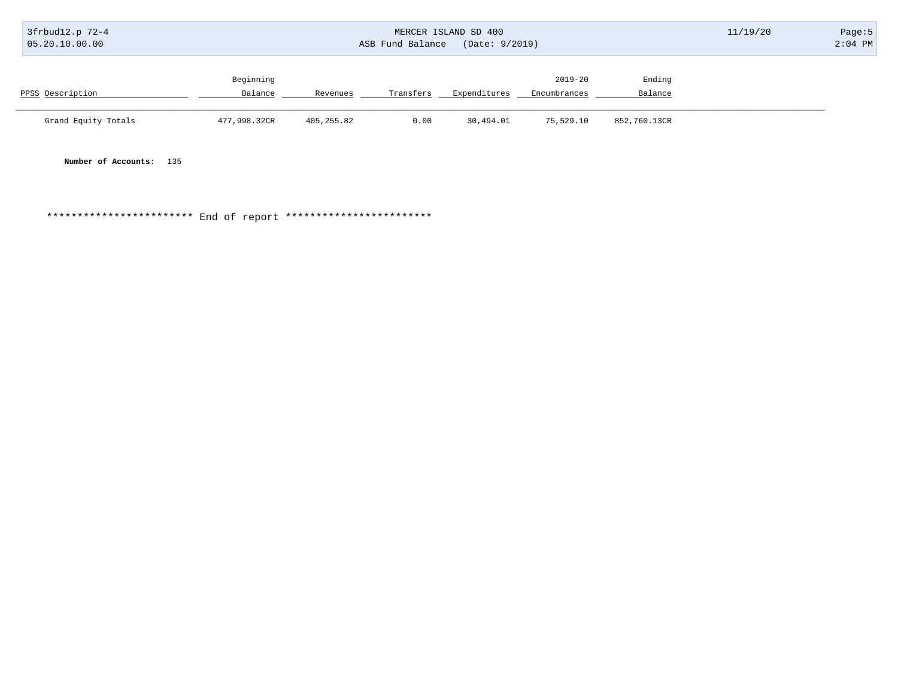| PPSS | Description | Beginning Balance | Revenues | Transfers | Expenditures | 2019-20 Encumbrances | Ending Balance |
|---|---|---|---|---|---|---|---|
| | Grand Equity Totals | 477,998.32CR | 405,255.82 | 0.00 | 30,494.01 | 75,529.10 | 852,760.13CR |

**Number of Accounts:** 135

************************ End of report ************************